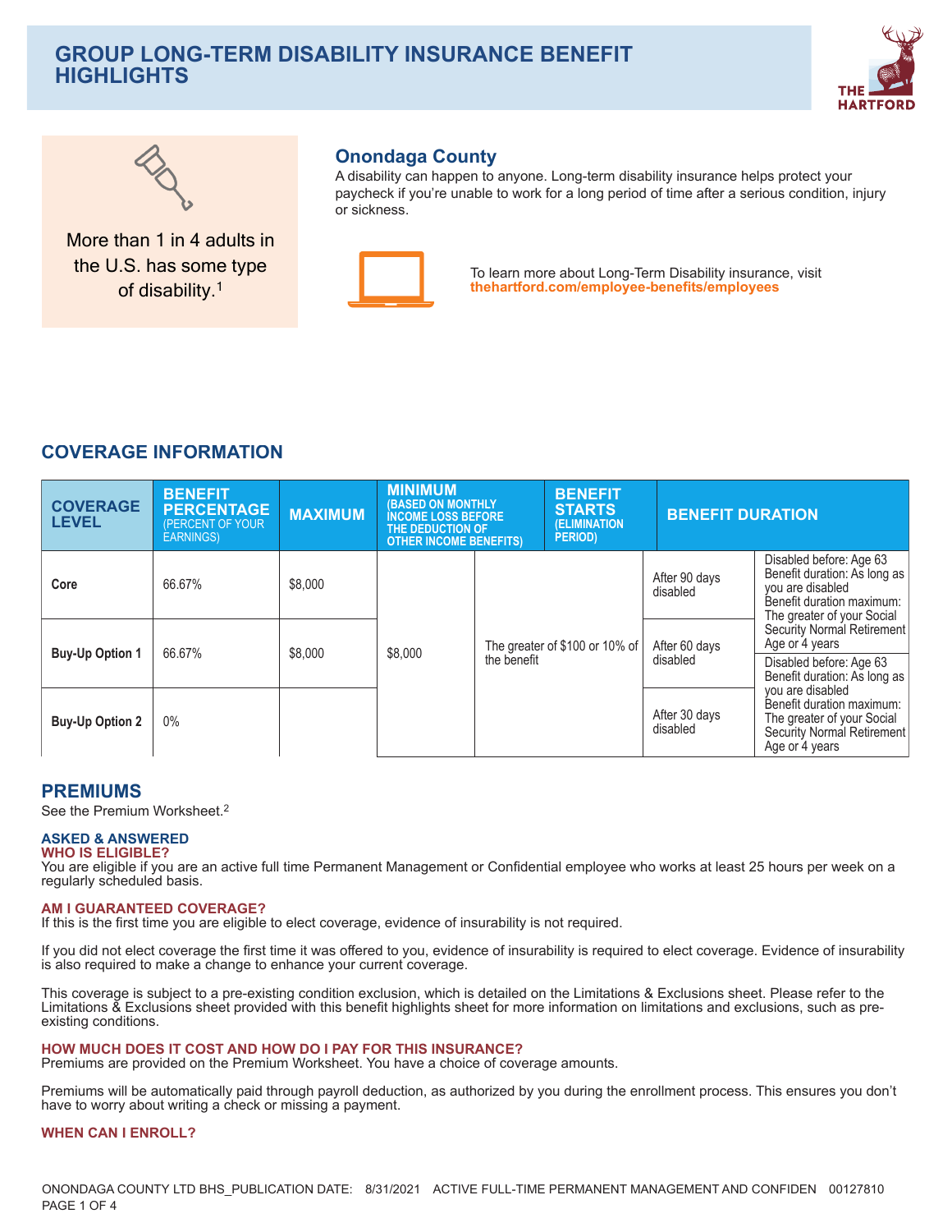# GROUP LONG-TERM DISABILITY INSURANCE BENEFIT HIGHLIGHTS

More than 1 in 4 adults in the U.S. has some type of disability.[1]

## Onondaga County

A disability can happen to anyone. Long-term disability insurance helps protect your paycheck if you're unable to work for a long period of time after a serious condition, injury or sickness.

To learn more about Long-Term Disability insurance, visit **thehartford.com/employee-benefits/employees**

## COVERAGE INFORMATION

| COVERAGE LEVEL | BENEFIT PERCENTAGE (PERCENT OF YOUR EARNINGS) | MAXIMUM | MINIMUM (BASED ON MONTHLY INCOME LOSS BEFORE THE DEDUCTION OF OTHER INCOME BENEFITS) | | BENEFIT STARTS (ELIMINATION PERIOD) | BENEFIT DURATION |
|---|---|---|---|---|---|---|
| **Core** | 66.67% | $8,000 | $8,000 | The greater of $100 or 10% of the benefit | After 90 days disabled | Disabled before: Age 63 Benefit duration: As long as you are disabled Benefit duration maximum: The greater of your Social Security Normal Retirement Age or 4 years |
| **Buy-Up Option 1** | 66.67% | $8,000 | | | After 60 days disabled | Disabled before: Age 63 Benefit duration: As long as you are disabled Benefit duration maximum: The greater of your Social Security Normal Retirement Age or 4 years |
| **Buy-Up Option 2** | 0% | | | | After 30 days disabled | |

## PREMIUMS

See the Premium Worksheet.[2]

### ASKED & ANSWERED

#### WHO IS ELIGIBLE?

You are eligible if you are an active full time Permanent Management or Confidential employee who works at least 25 hours per week on a regularly scheduled basis.

#### AM I GUARANTEED COVERAGE?

If this is the first time you are eligible to elect coverage, evidence of insurability is not required.

If you did not elect coverage the first time it was offered to you, evidence of insurability is required to elect coverage. Evidence of insurability is also required to make a change to enhance your current coverage.

This coverage is subject to a pre-existing condition exclusion, which is detailed on the Limitations & Exclusions sheet. Please refer to the Limitations & Exclusions sheet provided with this benefit highlights sheet for more information on limitations and exclusions, such as pre-existing conditions.

#### HOW MUCH DOES IT COST AND HOW DO I PAY FOR THIS INSURANCE?

Premiums are provided on the Premium Worksheet. You have a choice of coverage amounts.

Premiums will be automatically paid through payroll deduction, as authorized by you during the enrollment process. This ensures you don't have to worry about writing a check or missing a payment.

#### WHEN CAN I ENROLL?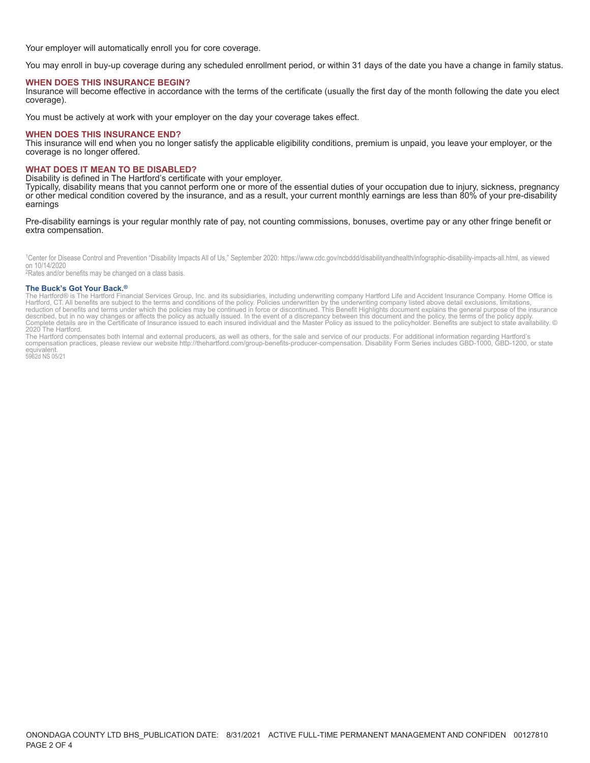Your employer will automatically enroll you for core coverage.

You may enroll in buy-up coverage during any scheduled enrollment period, or within 31 days of the date you have a change in family status.

### WHEN DOES THIS INSURANCE BEGIN?

Insurance will become effective in accordance with the terms of the certificate (usually the first day of the month following the date you elect coverage).

You must be actively at work with your employer on the day your coverage takes effect.

### WHEN DOES THIS INSURANCE END?

This insurance will end when you no longer satisfy the applicable eligibility conditions, premium is unpaid, you leave your employer, or the coverage is no longer offered.

### WHAT DOES IT MEAN TO BE DISABLED?

Disability is defined in The Hartford's certificate with your employer.
Typically, disability means that you cannot perform one or more of the essential duties of your occupation due to injury, sickness, pregnancy or other medical condition covered by the insurance, and as a result, your current monthly earnings are less than 80% of your pre-disability earnings

Pre-disability earnings is your regular monthly rate of pay, not counting commissions, bonuses, overtime pay or any other fringe benefit or extra compensation.

[1]Center for Disease Control and Prevention "Disability Impacts All of Us," September 2020: https://www.cdc.gov/ncbddd/disabilityandhealth/infographic-disability-impacts-all.html, as viewed on 10/14/2020
[2]Rates and/or benefits may be changed on a class basis.

**The Buck's Got Your Back.®**
The Hartford® is The Hartford Financial Services Group, Inc. and its subsidiaries, including underwriting company Hartford Life and Accident Insurance Company. Home Office is Hartford, CT. All benefits are subject to the terms and conditions of the policy. Policies underwritten by the underwriting company listed above detail exclusions, limitations, reduction of benefits and terms under which the policies may be continued in force or discontinued. This Benefit Highlights document explains the general purpose of the insurance described, but in no way changes or affects the policy as actually issued. In the event of a discrepancy between this document and the policy, the terms of the policy apply. Complete details are in the Certificate of Insurance issued to each insured individual and the Master Policy as issued to the policyholder. Benefits are subject to state availability. © 2020 The Hartford.
The Hartford compensates both internal and external producers, as well as others, for the sale and service of our products. For additional information regarding Hartford's compensation practices, please review our website http://thehartford.com/group-benefits-producer-compensation. Disability Form Series includes GBD-1000, GBD-1200, or state equivalent.
5962d NS 05/21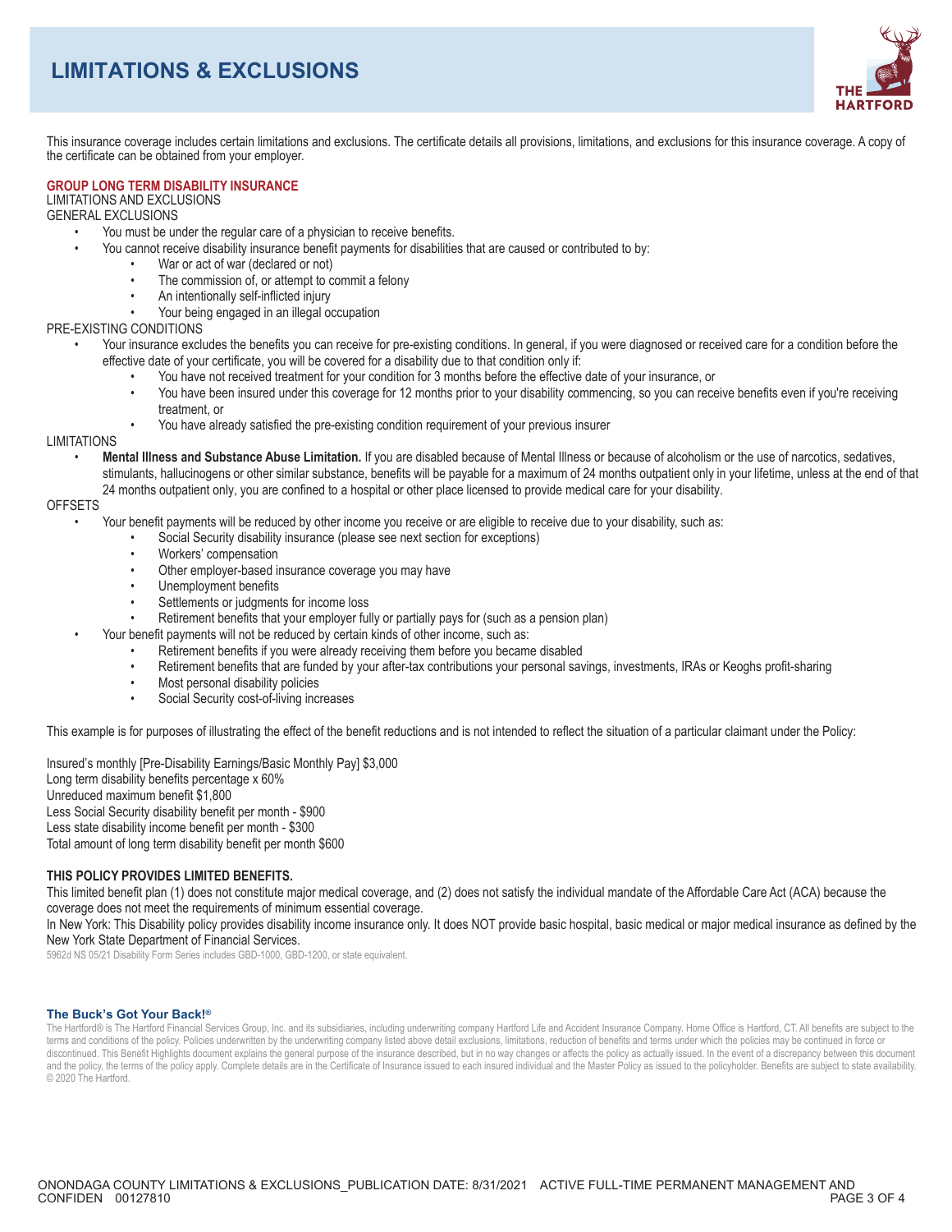# LIMITATIONS & EXCLUSIONS

This insurance coverage includes certain limitations and exclusions. The certificate details all provisions, limitations, and exclusions for this insurance coverage. A copy of the certificate can be obtained from your employer.

**GROUP LONG TERM DISABILITY INSURANCE**

LIMITATIONS AND EXCLUSIONS

GENERAL EXCLUSIONS

- You must be under the regular care of a physician to receive benefits.
- You cannot receive disability insurance benefit payments for disabilities that are caused or contributed to by:
  - War or act of war (declared or not)
  - The commission of, or attempt to commit a felony
  - An intentionally self-inflicted injury
  - Your being engaged in an illegal occupation

PRE-EXISTING CONDITIONS

- Your insurance excludes the benefits you can receive for pre-existing conditions. In general, if you were diagnosed or received care for a condition before the effective date of your certificate, you will be covered for a disability due to that condition only if:
  - You have not received treatment for your condition for 3 months before the effective date of your insurance, or
  - You have been insured under this coverage for 12 months prior to your disability commencing, so you can receive benefits even if you're receiving treatment, or
  - You have already satisfied the pre-existing condition requirement of your previous insurer

LIMITATIONS

- **Mental Illness and Substance Abuse Limitation.** If you are disabled because of Mental Illness or because of alcoholism or the use of narcotics, sedatives, stimulants, hallucinogens or other similar substance, benefits will be payable for a maximum of 24 months outpatient only in your lifetime, unless at the end of that 24 months outpatient only, you are confined to a hospital or other place licensed to provide medical care for your disability.

OFFSETS

- Your benefit payments will be reduced by other income you receive or are eligible to receive due to your disability, such as:
  - Social Security disability insurance (please see next section for exceptions)
  - Workers' compensation
  - Other employer-based insurance coverage you may have
  - Unemployment benefits
  - Settlements or judgments for income loss
  - Retirement benefits that your employer fully or partially pays for (such as a pension plan)
- Your benefit payments will not be reduced by certain kinds of other income, such as:
  - Retirement benefits if you were already receiving them before you became disabled
  - Retirement benefits that are funded by your after-tax contributions your personal savings, investments, IRAs or Keoghs profit-sharing
  - Most personal disability policies
  - Social Security cost-of-living increases

This example is for purposes of illustrating the effect of the benefit reductions and is not intended to reflect the situation of a particular claimant under the Policy:

Insured's monthly [Pre-Disability Earnings/Basic Monthly Pay] $3,000
Long term disability benefits percentage x 60%
Unreduced maximum benefit $1,800
Less Social Security disability benefit per month - $900
Less state disability income benefit per month - $300
Total amount of long term disability benefit per month $600

**THIS POLICY PROVIDES LIMITED BENEFITS.**

This limited benefit plan (1) does not constitute major medical coverage, and (2) does not satisfy the individual mandate of the Affordable Care Act (ACA) because the coverage does not meet the requirements of minimum essential coverage.

In New York: This Disability policy provides disability income insurance only. It does NOT provide basic hospital, basic medical or major medical insurance as defined by the New York State Department of Financial Services.

5962d NS 05/21 Disability Form Series includes GBD-1000, GBD-1200, or state equivalent.

**The Buck's Got Your Back!®**

The Hartford® is The Hartford Financial Services Group, Inc. and its subsidiaries, including underwriting company Hartford Life and Accident Insurance Company. Home Office is Hartford, CT. All benefits are subject to the terms and conditions of the policy. Policies underwritten by the underwriting company listed above detail exclusions, limitations, reduction of benefits and terms under which the policies may be continued in force or discontinued. This Benefit Highlights document explains the general purpose of the insurance described, but in no way changes or affects the policy as actually issued. In the event of a discrepancy between this document and the policy, the terms of the policy apply. Complete details are in the Certificate of Insurance issued to each insured individual and the Master Policy as issued to the policyholder. Benefits are subject to state availability. © 2020 The Hartford.

ONONDAGA COUNTY LIMITATIONS & EXCLUSIONS_PUBLICATION DATE: 8/31/2021 ACTIVE FULL-TIME PERMANENT MANAGEMENT AND CONFIDEN 00127810